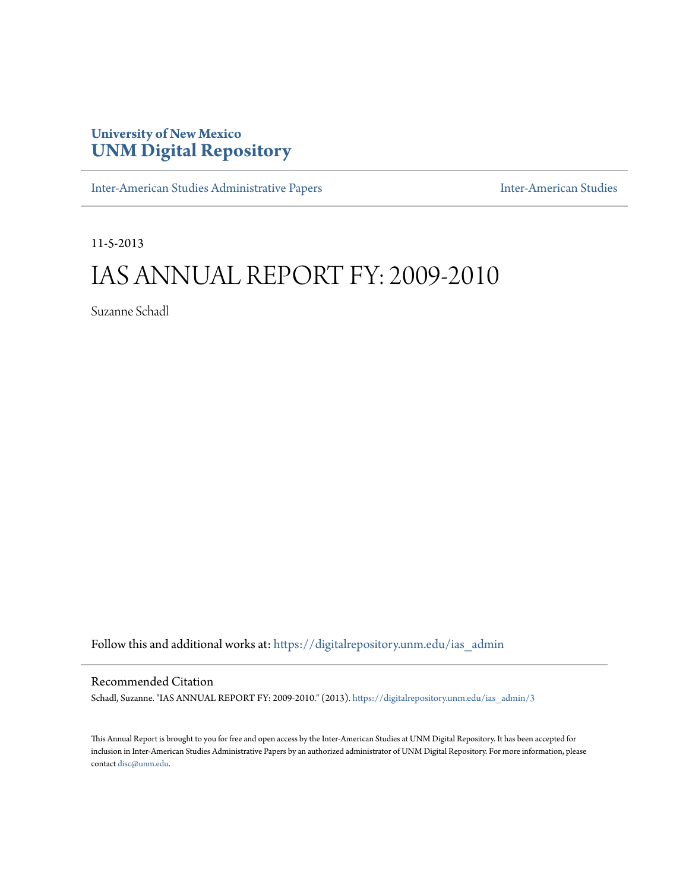University of New Mexico
**UNM Digital Repository**

Inter-American Studies Administrative Papers — Inter-American Studies

11-5-2013

# IAS ANNUAL REPORT FY: 2009-2010

Suzanne Schadl

Follow this and additional works at: https://digitalrepository.unm.edu/ias_admin

## Recommended Citation

Schadl, Suzanne. "IAS ANNUAL REPORT FY: 2009-2010." (2013). https://digitalrepository.unm.edu/ias_admin/3

This Annual Report is brought to you for free and open access by the Inter-American Studies at UNM Digital Repository. It has been accepted for inclusion in Inter-American Studies Administrative Papers by an authorized administrator of UNM Digital Repository. For more information, please contact disc@unm.edu.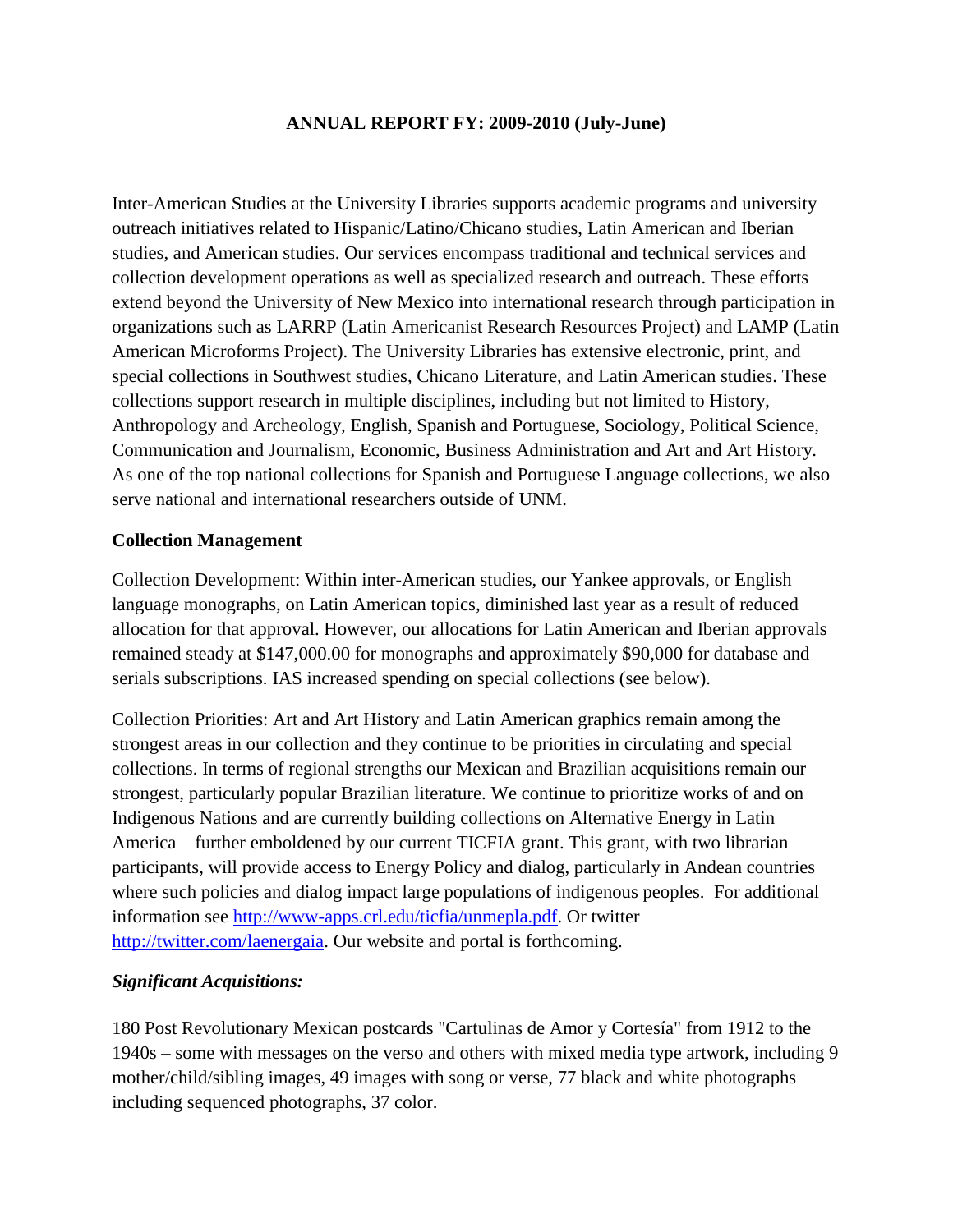**ANNUAL REPORT FY: 2009-2010 (July-June)**

Inter-American Studies at the University Libraries supports academic programs and university outreach initiatives related to Hispanic/Latino/Chicano studies, Latin American and Iberian studies, and American studies. Our services encompass traditional and technical services and collection development operations as well as specialized research and outreach. These efforts extend beyond the University of New Mexico into international research through participation in organizations such as LARRP (Latin Americanist Research Resources Project) and LAMP (Latin American Microforms Project). The University Libraries has extensive electronic, print, and special collections in Southwest studies, Chicano Literature, and Latin American studies. These collections support research in multiple disciplines, including but not limited to History, Anthropology and Archeology, English, Spanish and Portuguese, Sociology, Political Science, Communication and Journalism, Economic, Business Administration and Art and Art History. As one of the top national collections for Spanish and Portuguese Language collections, we also serve national and international researchers outside of UNM.

**Collection Management**

Collection Development: Within inter-American studies, our Yankee approvals, or English language monographs, on Latin American topics, diminished last year as a result of reduced allocation for that approval. However, our allocations for Latin American and Iberian approvals remained steady at $147,000.00 for monographs and approximately $90,000 for database and serials subscriptions. IAS increased spending on special collections (see below).

Collection Priorities: Art and Art History and Latin American graphics remain among the strongest areas in our collection and they continue to be priorities in circulating and special collections. In terms of regional strengths our Mexican and Brazilian acquisitions remain our strongest, particularly popular Brazilian literature. We continue to prioritize works of and on Indigenous Nations and are currently building collections on Alternative Energy in Latin America – further emboldened by our current TICFIA grant. This grant, with two librarian participants, will provide access to Energy Policy and dialog, particularly in Andean countries where such policies and dialog impact large populations of indigenous peoples. For additional information see http://www-apps.crl.edu/ticfia/unmepla.pdf. Or twitter http://twitter.com/laenergaia. Our website and portal is forthcoming.

***Significant Acquisitions:***

180 Post Revolutionary Mexican postcards "Cartulinas de Amor y Cortesía" from 1912 to the 1940s – some with messages on the verso and others with mixed media type artwork, including 9 mother/child/sibling images, 49 images with song or verse, 77 black and white photographs including sequenced photographs, 37 color.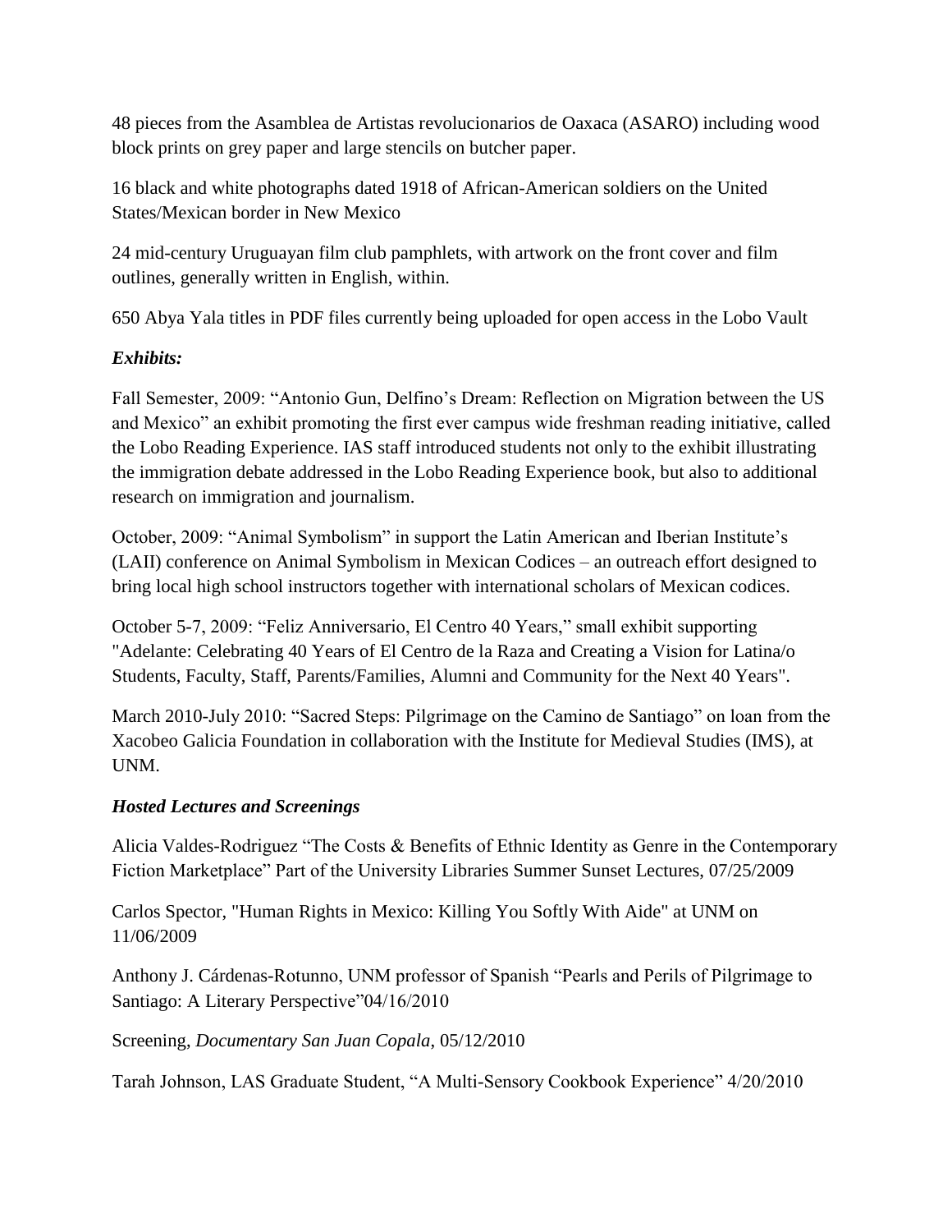48 pieces from the Asamblea de Artistas revolucionarios de Oaxaca (ASARO) including wood block prints on grey paper and large stencils on butcher paper.

16 black and white photographs dated 1918 of African-American soldiers on the United States/Mexican border in New Mexico

24 mid-century Uruguayan film club pamphlets, with artwork on the front cover and film outlines, generally written in English, within.

650 Abya Yala titles in PDF files currently being uploaded for open access in the Lobo Vault

### *Exhibits:*

Fall Semester, 2009: "Antonio Gun, Delfino's Dream: Reflection on Migration between the US and Mexico" an exhibit promoting the first ever campus wide freshman reading initiative, called the Lobo Reading Experience. IAS staff introduced students not only to the exhibit illustrating the immigration debate addressed in the Lobo Reading Experience book, but also to additional research on immigration and journalism.

October, 2009: "Animal Symbolism" in support the Latin American and Iberian Institute's (LAII) conference on Animal Symbolism in Mexican Codices – an outreach effort designed to bring local high school instructors together with international scholars of Mexican codices.

October 5-7, 2009: "Feliz Anniversario, El Centro 40 Years," small exhibit supporting "Adelante: Celebrating 40 Years of El Centro de la Raza and Creating a Vision for Latina/o Students, Faculty, Staff, Parents/Families, Alumni and Community for the Next 40 Years".

March 2010-July 2010: "Sacred Steps: Pilgrimage on the Camino de Santiago" on loan from the Xacobeo Galicia Foundation in collaboration with the Institute for Medieval Studies (IMS), at UNM.

### *Hosted Lectures and Screenings*

Alicia Valdes-Rodriguez "The Costs & Benefits of Ethnic Identity as Genre in the Contemporary Fiction Marketplace" Part of the University Libraries Summer Sunset Lectures, 07/25/2009

Carlos Spector, "Human Rights in Mexico: Killing You Softly With Aide" at UNM on 11/06/2009

Anthony J. Cárdenas-Rotunno, UNM professor of Spanish "Pearls and Perils of Pilgrimage to Santiago: A Literary Perspective"04/16/2010

Screening, *Documentary San Juan Copala,* 05/12/2010

Tarah Johnson, LAS Graduate Student, "A Multi-Sensory Cookbook Experience" 4/20/2010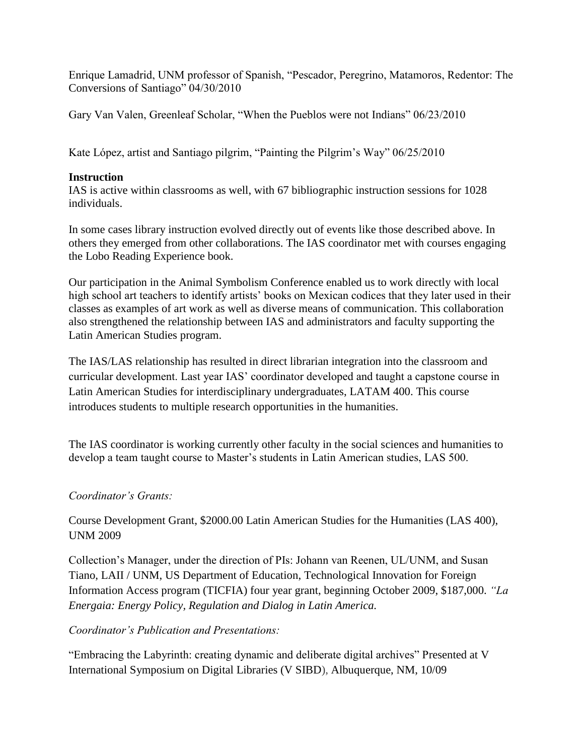Enrique Lamadrid, UNM professor of Spanish, "Pescador, Peregrino, Matamoros, Redentor: The Conversions of Santiago" 04/30/2010

Gary Van Valen, Greenleaf Scholar, "When the Pueblos were not Indians" 06/23/2010

Kate López, artist and Santiago pilgrim, "Painting the Pilgrim's Way" 06/25/2010

**Instruction**

IAS is active within classrooms as well, with 67 bibliographic instruction sessions for 1028 individuals.

In some cases library instruction evolved directly out of events like those described above. In others they emerged from other collaborations. The IAS coordinator met with courses engaging the Lobo Reading Experience book.

Our participation in the Animal Symbolism Conference enabled us to work directly with local high school art teachers to identify artists' books on Mexican codices that they later used in their classes as examples of art work as well as diverse means of communication. This collaboration also strengthened the relationship between IAS and administrators and faculty supporting the Latin American Studies program.

The IAS/LAS relationship has resulted in direct librarian integration into the classroom and curricular development. Last year IAS' coordinator developed and taught a capstone course in Latin American Studies for interdisciplinary undergraduates, LATAM 400. This course introduces students to multiple research opportunities in the humanities.

The IAS coordinator is working currently other faculty in the social sciences and humanities to develop a team taught course to Master's students in Latin American studies, LAS 500.

*Coordinator's Grants:*

Course Development Grant, $2000.00 Latin American Studies for the Humanities (LAS 400), UNM 2009

Collection's Manager, under the direction of PIs: Johann van Reenen, UL/UNM, and Susan Tiano, LAII / UNM, US Department of Education, Technological Innovation for Foreign Information Access program (TICFIA) four year grant, beginning October 2009, $187,000. *"La Energaia: Energy Policy, Regulation and Dialog in Latin America.*

*Coordinator's Publication and Presentations:*

"Embracing the Labyrinth: creating dynamic and deliberate digital archives" Presented at V International Symposium on Digital Libraries (V SIBD), Albuquerque, NM, 10/09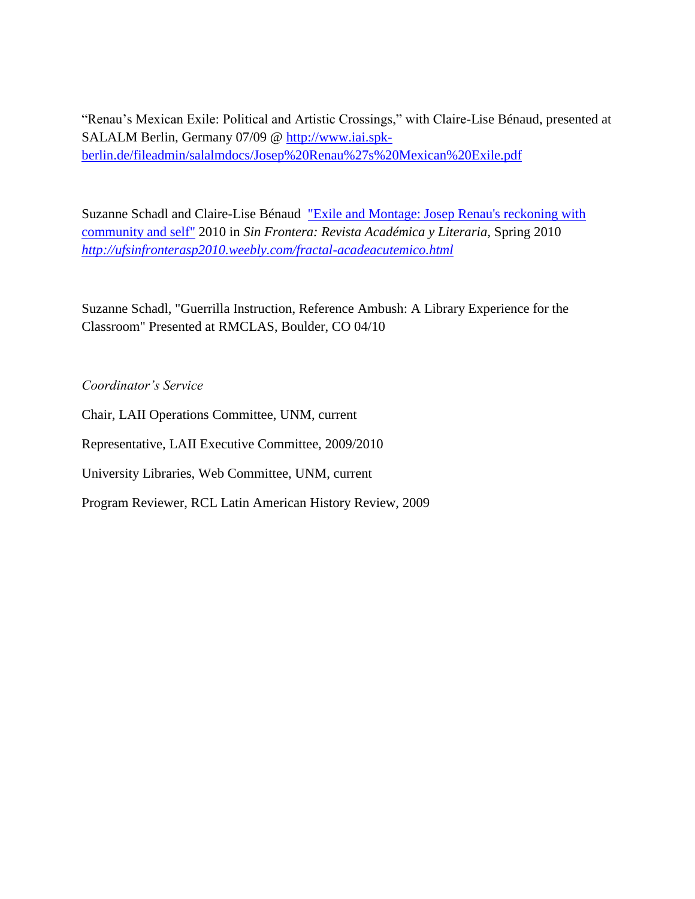"Renau's Mexican Exile: Political and Artistic Crossings," with Claire-Lise Bénaud, presented at SALALM Berlin, Germany 07/09 @ [http://www.iai.spk-berlin.de/fileadmin/salalmdocs/Josep%20Renau%27s%20Mexican%20Exile.pdf](http://www.iai.spk-berlin.de/fileadmin/salalmdocs/Josep%20Renau%27s%20Mexican%20Exile.pdf)

Suzanne Schadl and Claire-Lise Bénaud ["Exile and Montage: Josep Renau's reckoning with community and self"](http://ufsinfronterasp2010.weebly.com/fractal-acadeacutemico.html) 2010 in *Sin Frontera: Revista Académica y Literaria,* Spring 2010 *[http://ufsinfronterasp2010.weebly.com/fractal-acadeacutemico.html](http://ufsinfronterasp2010.weebly.com/fractal-acadeacutemico.html)*

Suzanne Schadl, "Guerrilla Instruction, Reference Ambush: A Library Experience for the Classroom" Presented at RMCLAS, Boulder, CO 04/10

*Coordinator's Service*

Chair, LAII Operations Committee, UNM, current

Representative, LAII Executive Committee, 2009/2010

University Libraries, Web Committee, UNM, current

Program Reviewer, RCL Latin American History Review, 2009